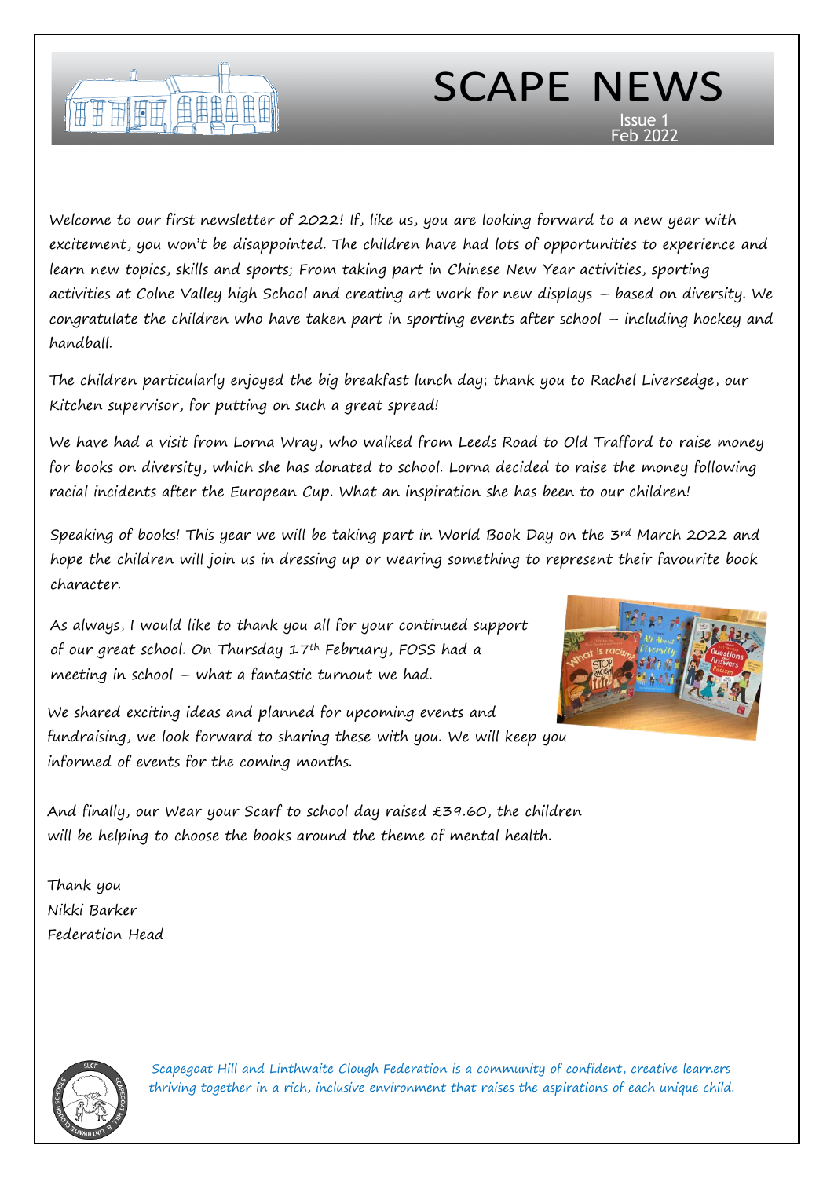# SCAPE NEWS

Issue 1
Feb 2022

Welcome to our first newsletter of 2022! If, like us, you are looking forward to a new year with excitement, you won't be disappointed. The children have had lots of opportunities to experience and learn new topics, skills and sports; From taking part in Chinese New Year activities, sporting activities at Colne Valley high School and creating art work for new displays – based on diversity. We congratulate the children who have taken part in sporting events after school – including hockey and handball.

The children particularly enjoyed the big breakfast lunch day; thank you to Rachel Liversedge, our Kitchen supervisor, for putting on such a great spread!

We have had a visit from Lorna Wray, who walked from Leeds Road to Old Trafford to raise money for books on diversity, which she has donated to school. Lorna decided to raise the money following racial incidents after the European Cup. What an inspiration she has been to our children!

Speaking of books! This year we will be taking part in World Book Day on the 3rd March 2022 and hope the children will join us in dressing up or wearing something to represent their favourite book character.

As always, I would like to thank you all for your continued support of our great school. On Thursday 17th February, FOSS had a meeting in school – what a fantastic turnout we had.

We shared exciting ideas and planned for upcoming events and fundraising, we look forward to sharing these with you. We will keep you informed of events for the coming months.

And finally, our Wear your Scarf to school day raised £39.60, the children will be helping to choose the books around the theme of mental health.

Thank you
Nikki Barker
Federation Head

Scapegoat Hill and Linthwaite Clough Federation is a community of confident, creative learners thriving together in a rich, inclusive environment that raises the aspirations of each unique child.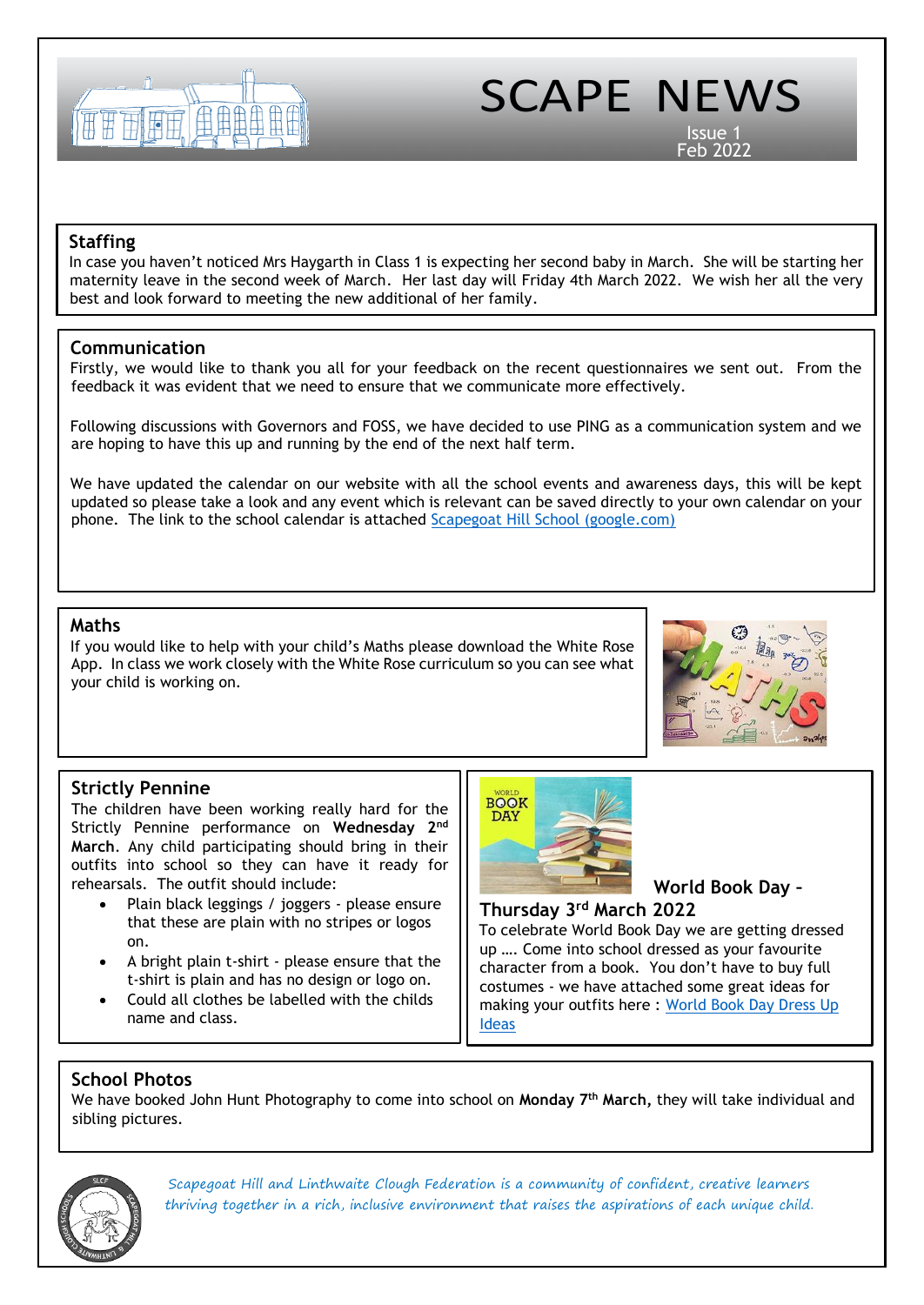# SCAPE NEWS

Issue 1
Feb 2022

## Staffing

In case you haven't noticed Mrs Haygarth in Class 1 is expecting her second baby in March. She will be starting her maternity leave in the second week of March. Her last day will Friday 4th March 2022. We wish her all the very best and look forward to meeting the new additional of her family.

## Communication

Firstly, we would like to thank you all for your feedback on the recent questionnaires we sent out. From the feedback it was evident that we need to ensure that we communicate more effectively.

Following discussions with Governors and FOSS, we have decided to use PING as a communication system and we are hoping to have this up and running by the end of the next half term.

We have updated the calendar on our website with all the school events and awareness days, this will be kept updated so please take a look and any event which is relevant can be saved directly to your own calendar on your phone. The link to the school calendar is attached Scapegoat Hill School (google.com)

## Maths

If you would like to help with your child's Maths please download the White Rose App. In class we work closely with the White Rose curriculum so you can see what your child is working on.

## Strictly Pennine

The children have been working really hard for the Strictly Pennine performance on **Wednesday 2nd March**. Any child participating should bring in their outfits into school so they can have it ready for rehearsals. The outfit should include:

- Plain black leggings / joggers - please ensure that these are plain with no stripes or logos on.
- A bright plain t-shirt - please ensure that the t-shirt is plain and has no design or logo on.
- Could all clothes be labelled with the childs name and class.

## World Book Day – Thursday 3rd March 2022

To celebrate World Book Day we are getting dressed up …. Come into school dressed as your favourite character from a book. You don't have to buy full costumes - we have attached some great ideas for making your outfits here : World Book Day Dress Up Ideas

## School Photos

We have booked John Hunt Photography to come into school on **Monday 7th March,** they will take individual and sibling pictures.

*Scapegoat Hill and Linthwaite Clough Federation is a community of confident, creative learners thriving together in a rich, inclusive environment that raises the aspirations of each unique child.*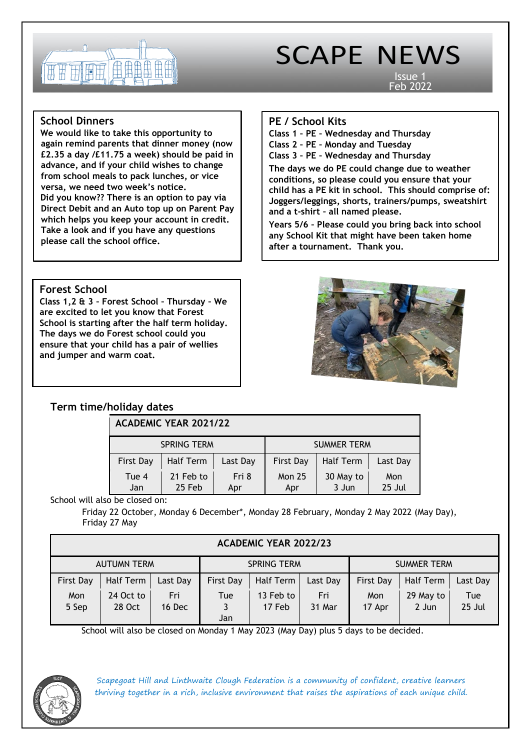# SCAPE NEWS

Issue 1
Feb 2022

## School Dinners

**We would like to take this opportunity to again remind parents that dinner money (now £2.35 a day /£11.75 a week) should be paid in advance, and if your child wishes to change from school meals to pack lunches, or vice versa, we need two week's notice.**
**Did you know?? There is an option to pay via Direct Debit and an Auto top up on Parent Pay which helps you keep your account in credit. Take a look and if you have any questions please call the school office.**

## PE / School Kits

**Class 1 – PE – Wednesday and Thursday**
**Class 2 – PE – Monday and Tuesday**
**Class 3 – PE – Wednesday and Thursday**

**The days we do PE could change due to weather conditions, so please could you ensure that your child has a PE kit in school. This should comprise of: Joggers/leggings, shorts, trainers/pumps, sweatshirt and a t-shirt – all named please.**

**Years 5/6 – Please could you bring back into school any School Kit that might have been taken home after a tournament. Thank you.**

## Forest School

**Class 1,2 & 3 – Forest School – Thursday – We are excited to let you know that Forest School is starting after the half term holiday. The days we do Forest school could you ensure that your child has a pair of wellies and jumper and warm coat.**

## Term time/holiday dates

| ACADEMIC YEAR 2021/22 | | | | | |
|---|---|---|---|---|---|
| SPRING TERM | | | SUMMER TERM | | |
| First Day | Half Term | Last Day | First Day | Half Term | Last Day |
| Tue 4 Jan | 21 Feb to 25 Feb | Fri 8 Apr | Mon 25 Apr | 30 May to 3 Jun | Mon 25 Jul |

School will also be closed on:

Friday 22 October, Monday 6 December*, Monday 28 February, Monday 2 May 2022 (May Day), Friday 27 May

| ACADEMIC YEAR 2022/23 | | | | | | | | |
|---|---|---|---|---|---|---|---|---|
| AUTUMN TERM | | | SPRING TERM | | | SUMMER TERM | | |
| First Day | Half Term | Last Day | First Day | Half Term | Last Day | First Day | Half Term | Last Day |
| Mon 5 Sep | 24 Oct to 28 Oct | Fri 16 Dec | Tue 3 Jan | 13 Feb to 17 Feb | Fri 31 Mar | Mon 17 Apr | 29 May to 2 Jun | Tue 25 Jul |

School will also be closed on Monday 1 May 2023 (May Day) plus 5 days to be decided.

*Scapegoat Hill and Linthwaite Clough Federation is a community of confident, creative learners thriving together in a rich, inclusive environment that raises the aspirations of each unique child.*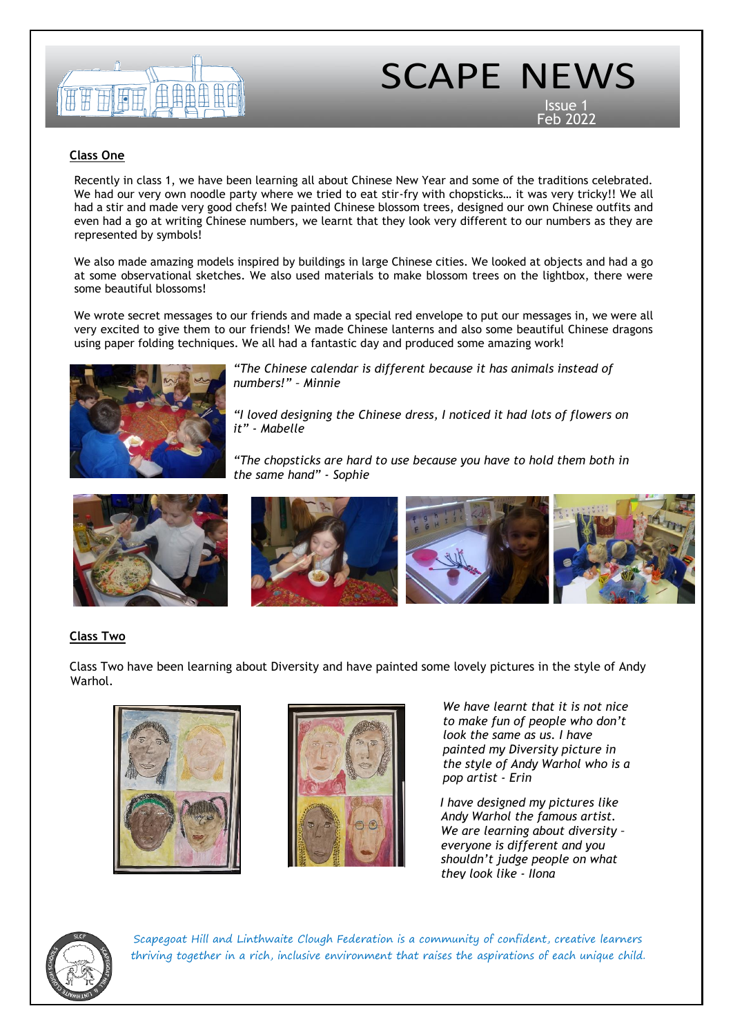# SCAPE NEWS

Issue 1
Feb 2022

## Class One

Recently in class 1, we have been learning all about Chinese New Year and some of the traditions celebrated. We had our very own noodle party where we tried to eat stir-fry with chopsticks… it was very tricky!! We all had a stir and made very good chefs! We painted Chinese blossom trees, designed our own Chinese outfits and even had a go at writing Chinese numbers, we learnt that they look very different to our numbers as they are represented by symbols!

We also made amazing models inspired by buildings in large Chinese cities. We looked at objects and had a go at some observational sketches. We also used materials to make blossom trees on the lightbox, there were some beautiful blossoms!

We wrote secret messages to our friends and made a special red envelope to put our messages in, we were all very excited to give them to our friends! We made Chinese lanterns and also some beautiful Chinese dragons using paper folding techniques. We all had a fantastic day and produced some amazing work!

*"The Chinese calendar is different because it has animals instead of numbers!" – Minnie*

*"I loved designing the Chinese dress, I noticed it had lots of flowers on it" - Mabelle*

*"The chopsticks are hard to use because you have to hold them both in the same hand" - Sophie*

## Class Two

Class Two have been learning about Diversity and have painted some lovely pictures in the style of Andy Warhol.

*We have learnt that it is not nice to make fun of people who don't look the same as us. I have painted my Diversity picture in the style of Andy Warhol who is a pop artist - Erin*

*I have designed my pictures like Andy Warhol the famous artist. We are learning about diversity – everyone is different and you shouldn't judge people on what they look like - Ilona*

Scapegoat Hill and Linthwaite Clough Federation is a community of confident, creative learners thriving together in a rich, inclusive environment that raises the aspirations of each unique child.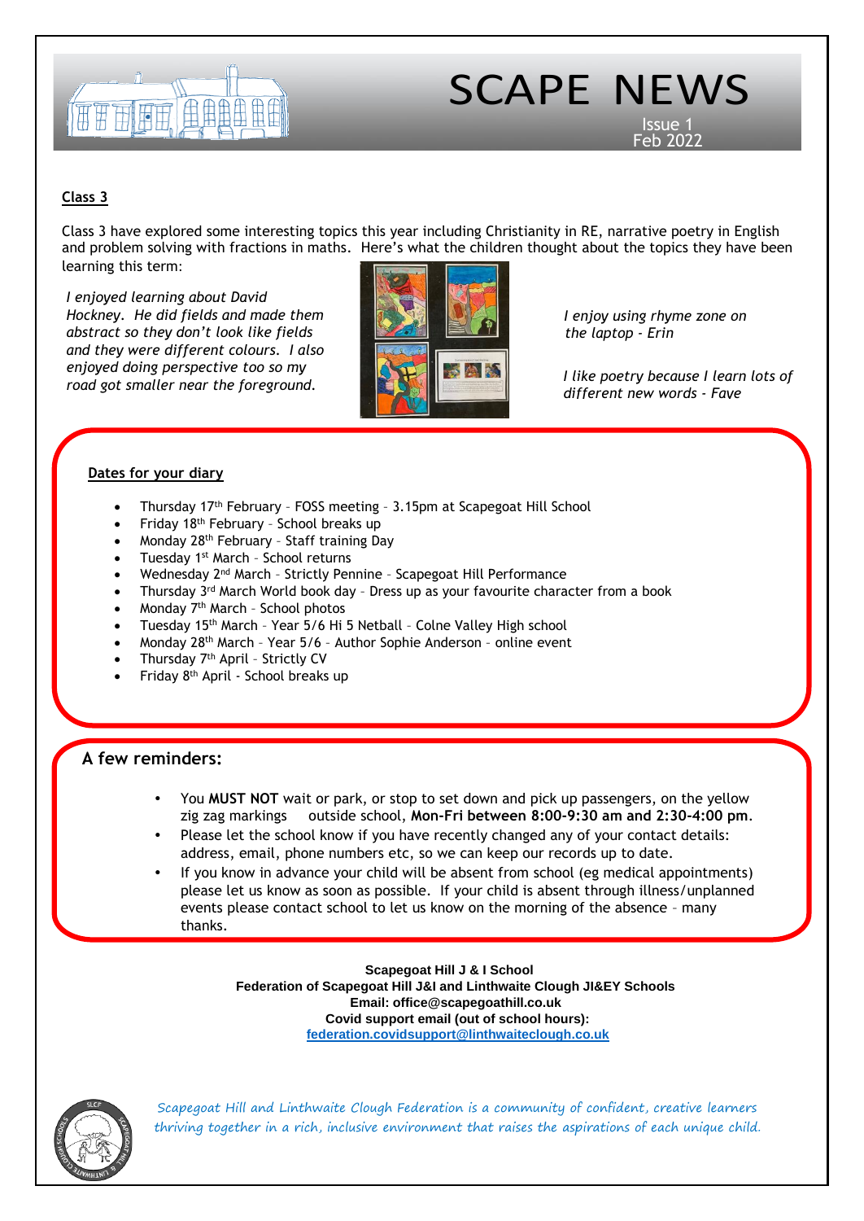# SCAPE NEWS

Issue 1
Feb 2022

**Class 3**

Class 3 have explored some interesting topics this year including Christianity in RE, narrative poetry in English and problem solving with fractions in maths. Here's what the children thought about the topics they have been learning this term:

*I enjoyed learning about David Hockney. He did fields and made them abstract so they don't look like fields and they were different colours. I also enjoyed doing perspective too so my road got smaller near the foreground.*

*I enjoy using rhyme zone on the laptop - Erin*

*I like poetry because I learn lots of different new words - Fave*

**Dates for your diary**

- Thursday 17th February – FOSS meeting – 3.15pm at Scapegoat Hill School
- Friday 18th February – School breaks up
- Monday 28th February – Staff training Day
- Tuesday 1st March – School returns
- Wednesday 2nd March – Strictly Pennine – Scapegoat Hill Performance
- Thursday 3rd March World book day – Dress up as your favourite character from a book
- Monday 7th March – School photos
- Tuesday 15th March – Year 5/6 Hi 5 Netball – Colne Valley High school
- Monday 28th March – Year 5/6 – Author Sophie Anderson – online event
- Thursday 7th April – Strictly CV
- Friday 8th April - School breaks up

## A few reminders:

- You **MUST NOT** wait or park, or stop to set down and pick up passengers, on the yellow zig zag markings outside school, **Mon-Fri between 8:00-9:30 am and 2:30-4:00 pm**.
- Please let the school know if you have recently changed any of your contact details: address, email, phone numbers etc, so we can keep our records up to date.
- If you know in advance your child will be absent from school (eg medical appointments) please let us know as soon as possible. If your child is absent through illness/unplanned events please contact school to let us know on the morning of the absence – many thanks.

**Scapegoat Hill J & I School**
**Federation of Scapegoat Hill J&I and Linthwaite Clough JI&EY Schools**
**Email: office@scapegoathill.co.uk**
**Covid support email (out of school hours):**
**federation.covidsupport@linthwaiteclough.co.uk**

*Scapegoat Hill and Linthwaite Clough Federation is a community of confident, creative learners thriving together in a rich, inclusive environment that raises the aspirations of each unique child.*